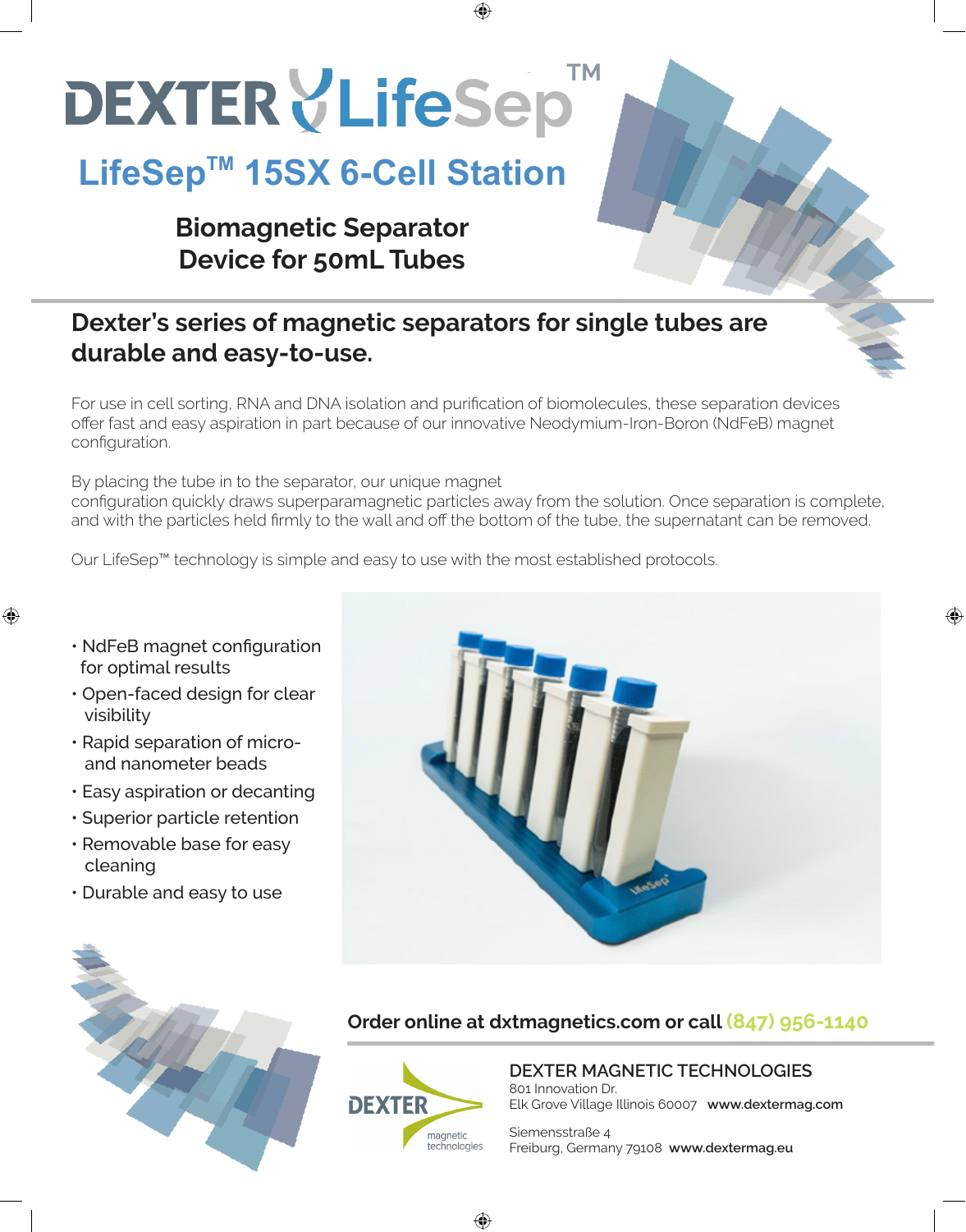# DEXTER LifeSep™

## LifeSep™ 15SX 6-Cell Station

### Biomagnetic Separator Device for 50mL Tubes

## Dexter's series of magnetic separators for single tubes are durable and easy-to-use.

For use in cell sorting, RNA and DNA isolation and purification of biomolecules, these separation devices offer fast and easy aspiration in part because of our innovative Neodymium-Iron-Boron (NdFeB) magnet configuration.

By placing the tube in to the separator, our unique magnet configuration quickly draws superparamagnetic particles away from the solution. Once separation is complete, and with the particles held firmly to the wall and off the bottom of the tube, the supernatant can be removed.

Our LifeSep™ technology is simple and easy to use with the most established protocols.

- NdFeB magnet configuration for optimal results
- Open-faced design for clear visibility
- Rapid separation of micro- and nanometer beads
- Easy aspiration or decanting
- Superior particle retention
- Removable base for easy cleaning
- Durable and easy to use

**Order online at dxtmagnetics.com or call (847) 956-1140**

DEXTER magnetic technologies

**DEXTER MAGNETIC TECHNOLOGIES**
801 Innovation Dr.
Elk Grove Village Illinois 60007 **www.dextermag.com**

Siemensstraße 4
Freiburg, Germany 79108 **www.dextermag.eu**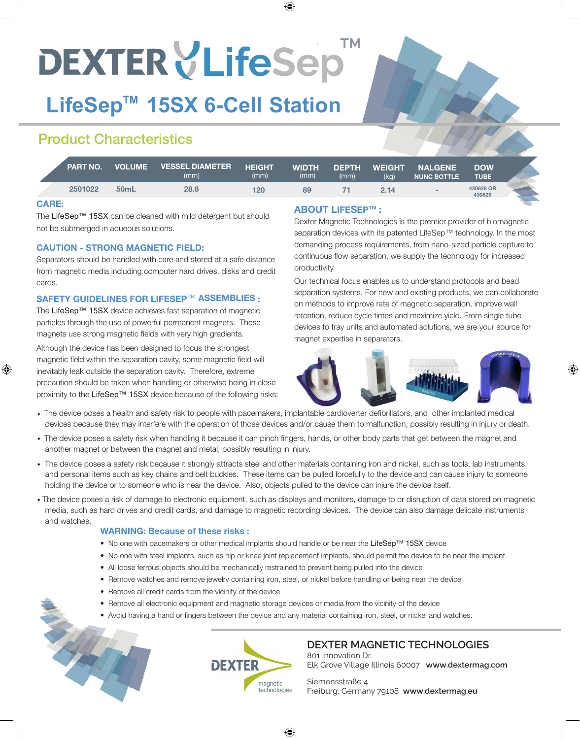# DEXTER LifeSep™

## LifeSep™ 15SX 6-Cell Station

### Product Characteristics

| PART NO. | VOLUME | VESSEL DIAMETER (mm) | HEIGHT (mm) | WIDTH (mm) | DEPTH (mm) | WEIGHT (kg) | NALGENE NUNC BOTTLE | DOW TUBE |
|---|---|---|---|---|---|---|---|---|
| 2501022 | 50mL | 28.8 | 120 | 89 | 71 | 2.14 | - | 430828 OR 430829 |

**CARE:**

The LifeSep™ 15SX can be cleaned with mild detergent but should not be submerged in aqueous solutions.

**CAUTION - STRONG MAGNETIC FIELD:**

Separators should be handled with care and stored at a safe distance from magnetic media including computer hard drives, disks and credit cards.

**SAFETY GUIDELINES FOR LIFESEP™ ASSEMBLIES :**

The LifeSep™ 15SX device achieves fast separation of magnetic particles through the use of powerful permanent magnets. These magnets use strong magnetic fields with very high gradients.

Although the device has been designed to focus the strongest magnetic field within the separation cavity, some magnetic field will inevitably leak outside the separation cavity. Therefore, extreme precaution should be taken when handling or otherwise being in close proximity to the LifeSep™ 15SX device because of the following risks:

**ABOUT LIFESEP™ :**

Dexter Magnetic Technologies is the premier provider of biomagnetic separation devices with its patented LifeSep™ technology. In the most demanding process requirements, from nano-sized particle capture to continuous flow separation, we supply the technology for increased productivity.

Our technical focus enables us to understand protocols and bead separation systems. For new and existing products, we can collaborate on methods to improve rate of magnetic separation, improve wall retention, reduce cycle times and maximize yield. From single tube devices to tray units and automated solutions, we are your source for magnet expertise in separators.

- The device poses a health and safety risk to people with pacemakers, implantable cardioverter defibrillators, and other implanted medical devices because they may interfere with the operation of those devices and/or cause them to malfunction, possibly resulting in injury or death.
- The device poses a safety risk when handling it because it can pinch fingers, hands, or other body parts that get between the magnet and another magnet or between the magnet and metal, possibly resulting in injury.
- The device poses a safety risk because it strongly attracts steel and other materials containing iron and nickel, such as tools, lab instruments, and personal items such as key chains and belt buckles. These items can be pulled forcefully to the device and can cause injury to someone holding the device or to someone who is near the device. Also, objects pulled to the device can injure the device itself.
- The device poses a risk of damage to electronic equipment, such as displays and monitors, damage to or disruption of data stored on magnetic media, such as hard drives and credit cards, and damage to magnetic recording devices. The device can also damage delicate instruments and watches.

**WARNING: Because of these risks :**

- No one with pacemakers or other medical implants should handle or be near the LifeSep™ 15SX device
- No one with steel implants, such as hip or knee joint replacement implants, should permit the device to be near the implant
- All loose ferrous objects should be mechanically restrained to prevent being pulled into the device
- Remove watches and remove jewelry containing iron, steel, or nickel before handling or being near the device
- Remove all credit cards from the vicinity of the device
- Remove all electronic equipment and magnetic storage devices or media from the vicinity of the device
- Avoid having a hand or fingers between the device and any material containing iron, steel, or nickel and watches.

DEXTER magnetic technologies

**DEXTER MAGNETIC TECHNOLOGIES**
801 Innovation Dr.
Elk Grove Village Illinois 60007 **www.dextermag.com**

Siemensstraße 4
Freiburg, Germany 79108 **www.dextermag.eu**